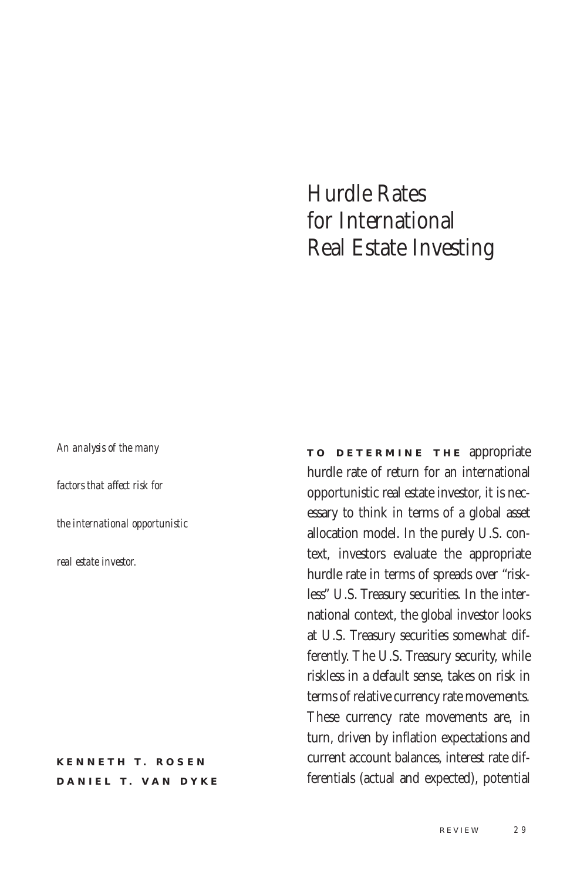# Hurdle Rates for International Real Estate Investing

*An analysis of the many factors that affect risk for the international opportunistic real estate investor.*

**KENNETH T. ROSEN**
**DANIEL T. VAN DYKE**

**TO DETERMINE THE** appropriate hurdle rate of return for an international opportunistic real estate investor, it is necessary to think in terms of a global asset allocation model. In the purely U.S. context, investors evaluate the appropriate hurdle rate in terms of spreads over "riskless" U.S. Treasury securities. In the international context, the global investor looks at U.S. Treasury securities somewhat differently. The U.S. Treasury security, while riskless in a default sense, takes on risk in terms of relative currency rate movements. These currency rate movements are, in turn, driven by inflation expectations and current account balances, interest rate differentials (actual and expected), potential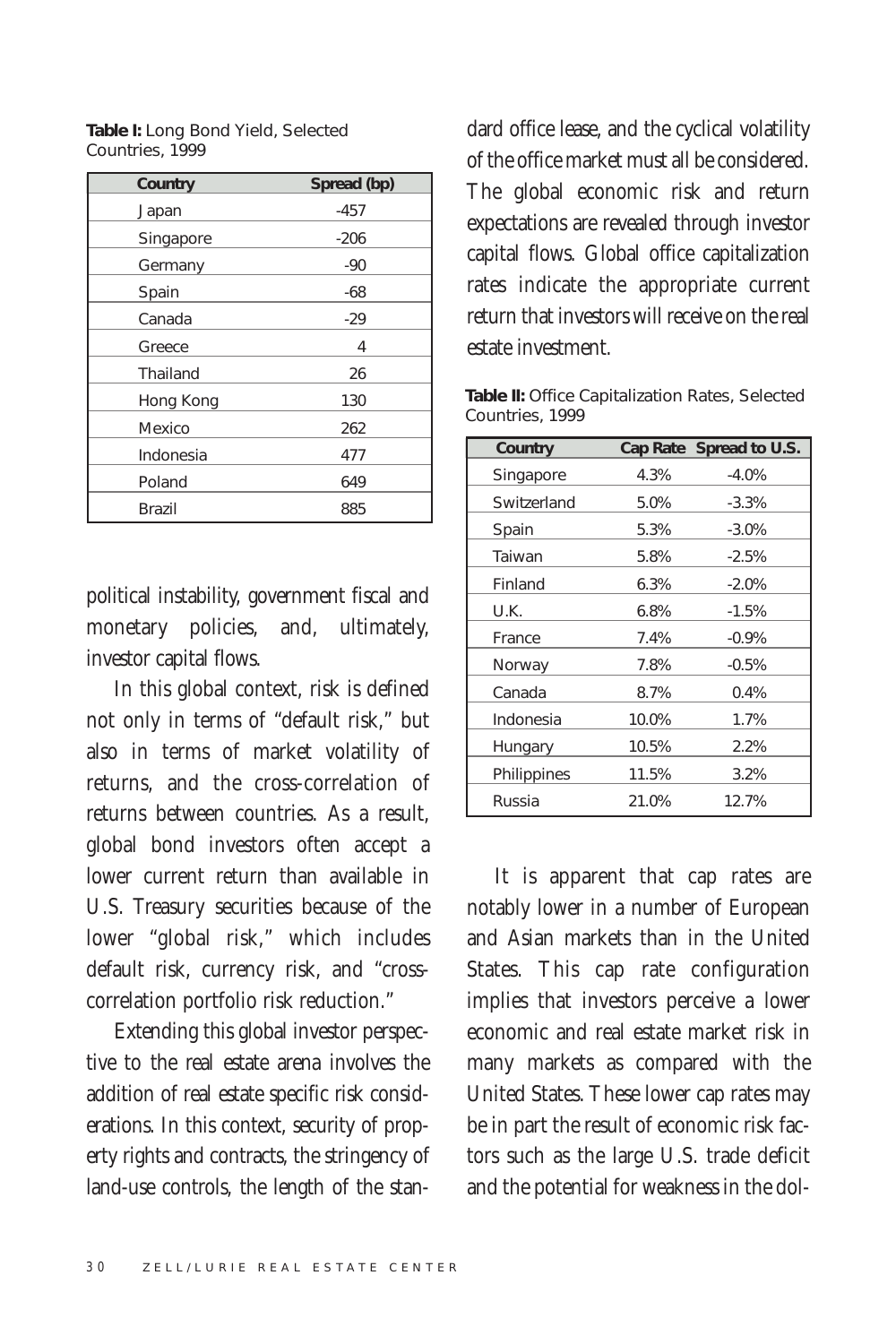**Table I:** Long Bond Yield, Selected Countries, 1999

| Country | Spread (bp) |
|---|---|
| Japan | -457 |
| Singapore | -206 |
| Germany | -90 |
| Spain | -68 |
| Canada | -29 |
| Greece | 4 |
| Thailand | 26 |
| Hong Kong | 130 |
| Mexico | 262 |
| Indonesia | 477 |
| Poland | 649 |
| Brazil | 885 |

political instability, government fiscal and monetary policies, and, ultimately, investor capital flows.

In this global context, risk is defined not only in terms of "default risk," but also in terms of market volatility of returns, and the cross-correlation of returns between countries. As a result, global bond investors often accept a lower current return than available in U.S. Treasury securities because of the lower "global risk," which includes default risk, currency risk, and "cross-correlation portfolio risk reduction."

Extending this global investor perspective to the real estate arena involves the addition of real estate specific risk considerations. In this context, security of property rights and contracts, the stringency of land-use controls, the length of the standard office lease, and the cyclical volatility of the office market must all be considered. The global economic risk and return expectations are revealed through investor capital flows. Global office capitalization rates indicate the appropriate current return that investors will receive on the real estate investment.

**Table II:** Office Capitalization Rates, Selected Countries, 1999

| Country | Cap Rate | Spread to U.S. |
|---|---|---|
| Singapore | 4.3% | -4.0% |
| Switzerland | 5.0% | -3.3% |
| Spain | 5.3% | -3.0% |
| Taiwan | 5.8% | -2.5% |
| Finland | 6.3% | -2.0% |
| U.K. | 6.8% | -1.5% |
| France | 7.4% | -0.9% |
| Norway | 7.8% | -0.5% |
| Canada | 8.7% | 0.4% |
| Indonesia | 10.0% | 1.7% |
| Hungary | 10.5% | 2.2% |
| Philippines | 11.5% | 3.2% |
| Russia | 21.0% | 12.7% |

It is apparent that cap rates are notably lower in a number of European and Asian markets than in the United States. This cap rate configuration implies that investors perceive a lower economic and real estate market risk in many markets as compared with the United States. These lower cap rates may be in part the result of economic risk factors such as the large U.S. trade deficit and the potential for weakness in the dol-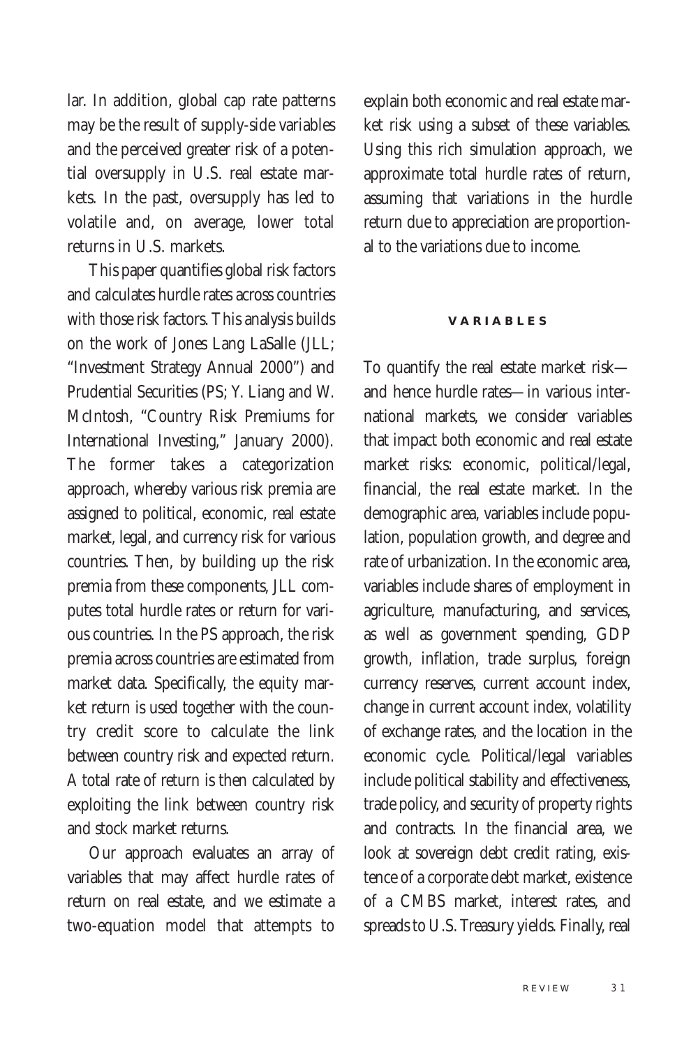lar. In addition, global cap rate patterns may be the result of supply-side variables and the perceived greater risk of a potential oversupply in U.S. real estate markets. In the past, oversupply has led to volatile and, on average, lower total returns in U.S. markets.

This paper quantifies global risk factors and calculates hurdle rates across countries with those risk factors. This analysis builds on the work of Jones Lang LaSalle (JLL; "Investment Strategy Annual 2000") and Prudential Securities (PS; Y. Liang and W. McIntosh, "Country Risk Premiums for International Investing," January 2000). The former takes a categorization approach, whereby various risk premia are assigned to political, economic, real estate market, legal, and currency risk for various countries. Then, by building up the risk premia from these components, JLL computes total hurdle rates or return for various countries. In the PS approach, the risk premia across countries are estimated from market data. Specifically, the equity market return is used together with the country credit score to calculate the link between country risk and expected return. A total rate of return is then calculated by exploiting the link between country risk and stock market returns.

Our approach evaluates an array of variables that may affect hurdle rates of return on real estate, and we estimate a two-equation model that attempts to explain both economic and real estate market risk using a subset of these variables. Using this rich simulation approach, we approximate total hurdle rates of return, assuming that variations in the hurdle return due to appreciation are proportional to the variations due to income.

## VARIABLES

To quantify the real estate market risk—and hence hurdle rates—in various international markets, we consider variables that impact both economic and real estate market risks: economic, political/legal, financial, the real estate market. In the demographic area, variables include population, population growth, and degree and rate of urbanization. In the economic area, variables include shares of employment in agriculture, manufacturing, and services, as well as government spending, GDP growth, inflation, trade surplus, foreign currency reserves, current account index, change in current account index, volatility of exchange rates, and the location in the economic cycle. Political/legal variables include political stability and effectiveness, trade policy, and security of property rights and contracts. In the financial area, we look at sovereign debt credit rating, existence of a corporate debt market, existence of a CMBS market, interest rates, and spreads to U.S. Treasury yields. Finally, real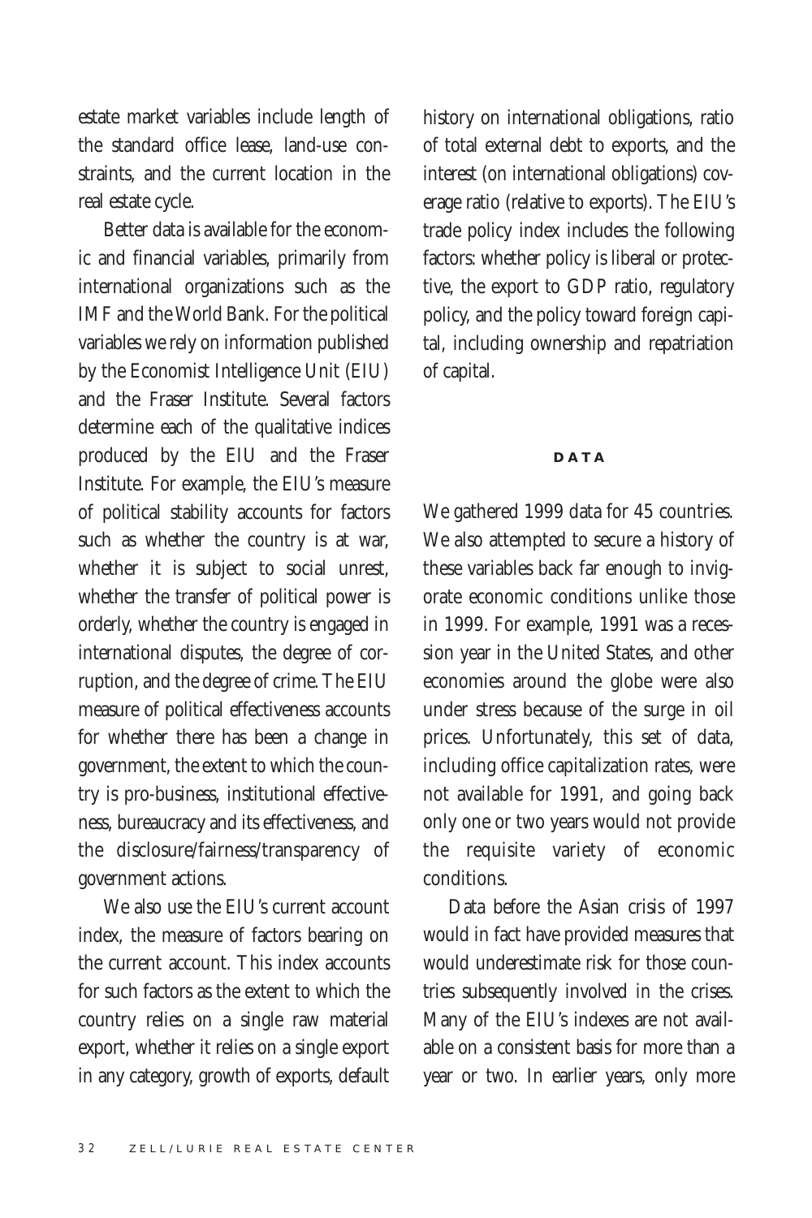estate market variables include length of the standard office lease, land-use constraints, and the current location in the real estate cycle.

Better data is available for the economic and financial variables, primarily from international organizations such as the IMF and the World Bank. For the political variables we rely on information published by the Economist Intelligence Unit (EIU) and the Fraser Institute. Several factors determine each of the qualitative indices produced by the EIU and the Fraser Institute. For example, the EIU's measure of political stability accounts for factors such as whether the country is at war, whether it is subject to social unrest, whether the transfer of political power is orderly, whether the country is engaged in international disputes, the degree of corruption, and the degree of crime. The EIU measure of political effectiveness accounts for whether there has been a change in government, the extent to which the country is pro-business, institutional effectiveness, bureaucracy and its effectiveness, and the disclosure/fairness/transparency of government actions.

We also use the EIU's current account index, the measure of factors bearing on the current account. This index accounts for such factors as the extent to which the country relies on a single raw material export, whether it relies on a single export in any category, growth of exports, default history on international obligations, ratio of total external debt to exports, and the interest (on international obligations) coverage ratio (relative to exports). The EIU's trade policy index includes the following factors: whether policy is liberal or protective, the export to GDP ratio, regulatory policy, and the policy toward foreign capital, including ownership and repatriation of capital.

## DATA

We gathered 1999 data for 45 countries. We also attempted to secure a history of these variables back far enough to invigorate economic conditions unlike those in 1999. For example, 1991 was a recession year in the United States, and other economies around the globe were also under stress because of the surge in oil prices. Unfortunately, this set of data, including office capitalization rates, were not available for 1991, and going back only one or two years would not provide the requisite variety of economic conditions.

Data before the Asian crisis of 1997 would in fact have provided measures that would underestimate risk for those countries subsequently involved in the crises. Many of the EIU's indexes are not available on a consistent basis for more than a year or two. In earlier years, only more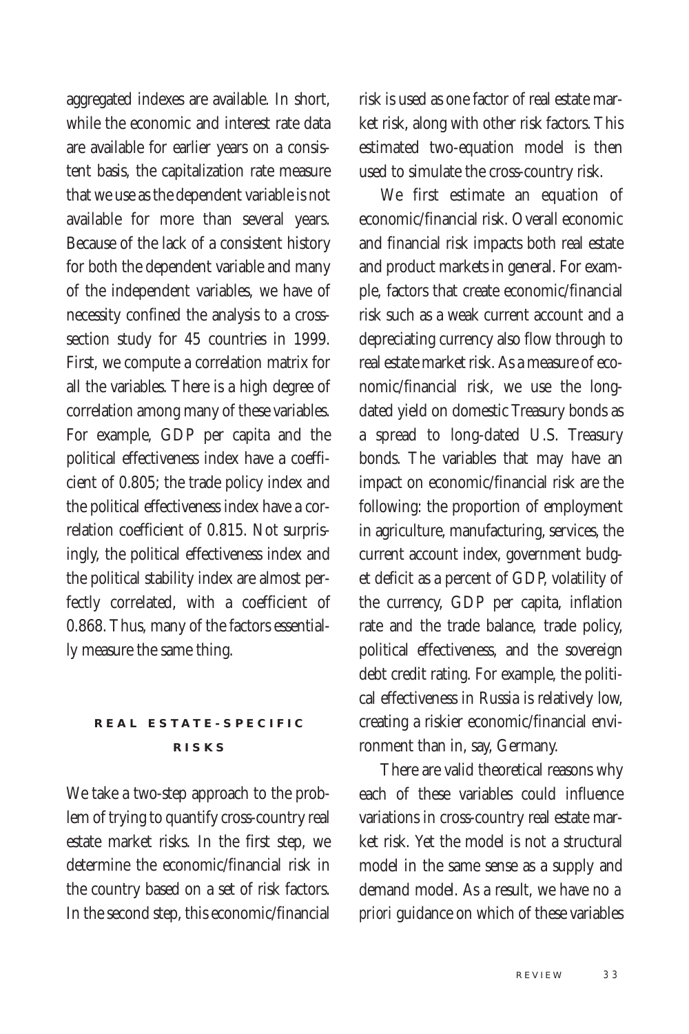aggregated indexes are available. In short, while the economic and interest rate data are available for earlier years on a consistent basis, the capitalization rate measure that we use as the dependent variable is not available for more than several years. Because of the lack of a consistent history for both the dependent variable and many of the independent variables, we have of necessity confined the analysis to a cross-section study for 45 countries in 1999. First, we compute a correlation matrix for all the variables. There is a high degree of correlation among many of these variables. For example, GDP per capita and the political effectiveness index have a coefficient of 0.805; the trade policy index and the political effectiveness index have a correlation coefficient of 0.815. Not surprisingly, the political effectiveness index and the political stability index are almost perfectly correlated, with a coefficient of 0.868. Thus, many of the factors essentially measure the same thing.

## REAL ESTATE-SPECIFIC RISKS

We take a two-step approach to the problem of trying to quantify cross-country real estate market risks. In the first step, we determine the economic/financial risk in the country based on a set of risk factors. In the second step, this economic/financial risk is used as one factor of real estate market risk, along with other risk factors. This estimated two-equation model is then used to simulate the cross-country risk.

We first estimate an equation of economic/financial risk. Overall economic and financial risk impacts both real estate and product markets in general. For example, factors that create economic/financial risk such as a weak current account and a depreciating currency also flow through to real estate market risk. As a measure of economic/financial risk, we use the long-dated yield on domestic Treasury bonds as a spread to long-dated U.S. Treasury bonds. The variables that may have an impact on economic/financial risk are the following: the proportion of employment in agriculture, manufacturing, services, the current account index, government budget deficit as a percent of GDP, volatility of the currency, GDP per capita, inflation rate and the trade balance, trade policy, political effectiveness, and the sovereign debt credit rating. For example, the political effectiveness in Russia is relatively low, creating a riskier economic/financial environment than in, say, Germany.

There are valid theoretical reasons why each of these variables could influence variations in cross-country real estate market risk. Yet the model is not a structural model in the same sense as a supply and demand model. As a result, we have no *a priori* guidance on which of these variables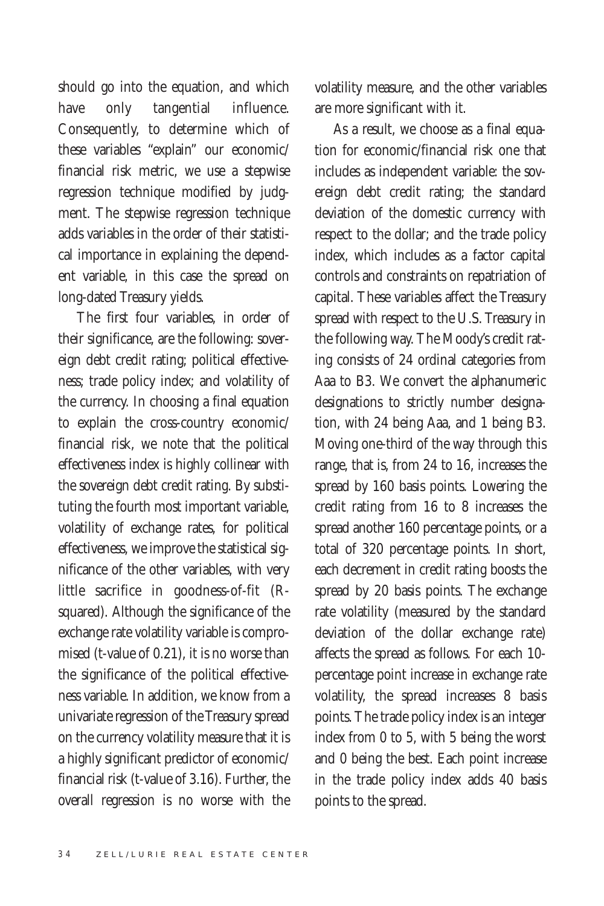should go into the equation, and which have only tangential influence. Consequently, to determine which of these variables "explain" our economic/financial risk metric, we use a stepwise regression technique modified by judgment. The stepwise regression technique adds variables in the order of their statistical importance in explaining the dependent variable, in this case the spread on long-dated Treasury yields.

The first four variables, in order of their significance, are the following: sovereign debt credit rating; political effectiveness; trade policy index; and volatility of the currency. In choosing a final equation to explain the cross-country economic/financial risk, we note that the political effectiveness index is highly collinear with the sovereign debt credit rating. By substituting the fourth most important variable, volatility of exchange rates, for political effectiveness, we improve the statistical significance of the other variables, with very little sacrifice in goodness-of-fit (R-squared). Although the significance of the exchange rate volatility variable is compromised (t-value of 0.21), it is no worse than the significance of the political effectiveness variable. In addition, we know from a univariate regression of the Treasury spread on the currency volatility measure that it is a highly significant predictor of economic/financial risk (t-value of 3.16). Further, the overall regression is no worse with the volatility measure, and the other variables are more significant with it.

As a result, we choose as a final equation for economic/financial risk one that includes as independent variable: the sovereign debt credit rating; the standard deviation of the domestic currency with respect to the dollar; and the trade policy index, which includes as a factor capital controls and constraints on repatriation of capital. These variables affect the Treasury spread with respect to the U.S. Treasury in the following way. The Moody's credit rating consists of 24 ordinal categories from Aaa to B3. We convert the alphanumeric designations to strictly number designation, with 24 being Aaa, and 1 being B3. Moving one-third of the way through this range, that is, from 24 to 16, increases the spread by 160 basis points. Lowering the credit rating from 16 to 8 increases the spread another 160 percentage points, or a total of 320 percentage points. In short, each decrement in credit rating boosts the spread by 20 basis points. The exchange rate volatility (measured by the standard deviation of the dollar exchange rate) affects the spread as follows. For each 10-percentage point increase in exchange rate volatility, the spread increases 8 basis points. The trade policy index is an integer index from 0 to 5, with 5 being the worst and 0 being the best. Each point increase in the trade policy index adds 40 basis points to the spread.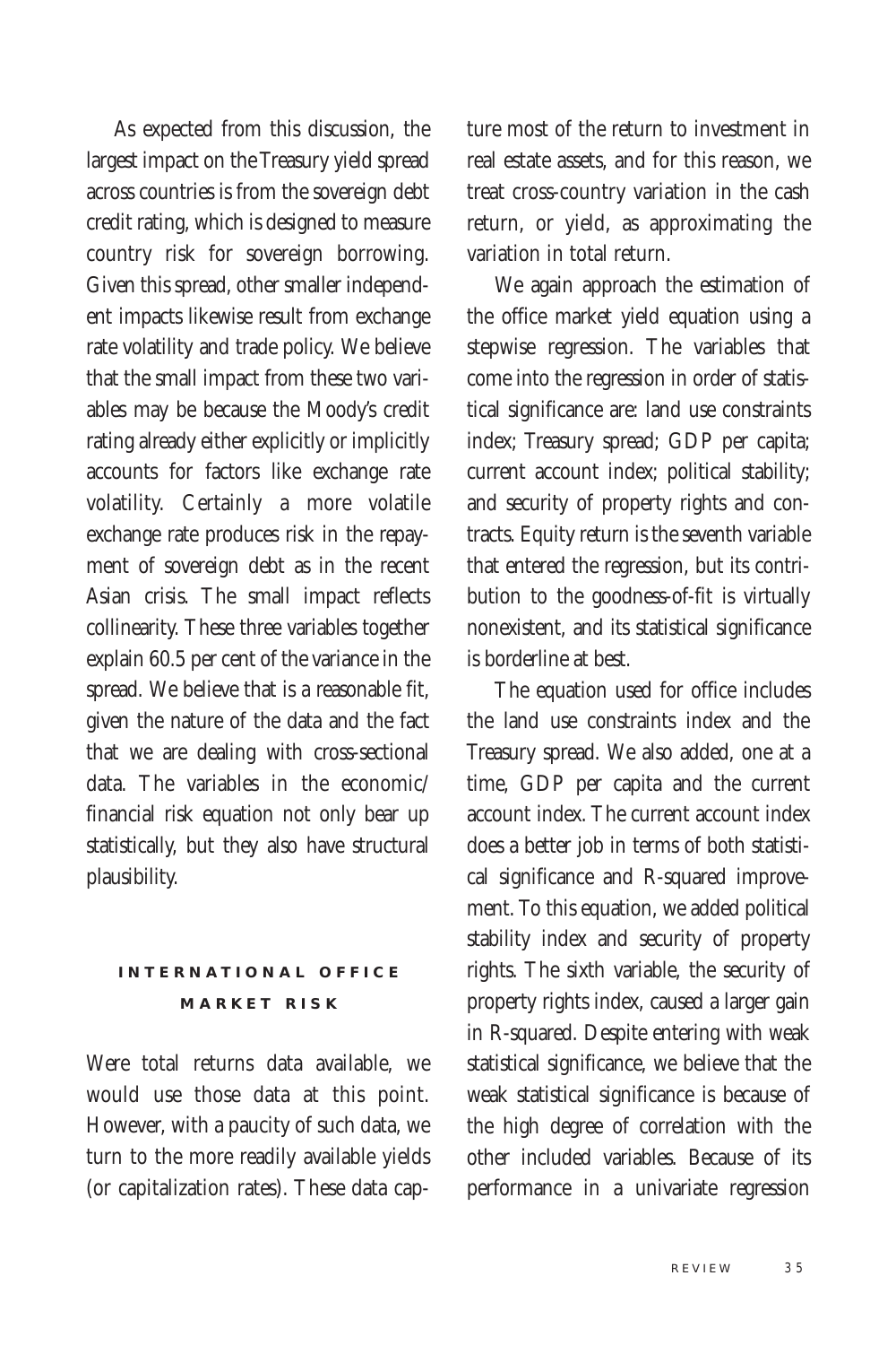As expected from this discussion, the largest impact on the Treasury yield spread across countries is from the sovereign debt credit rating, which is designed to measure country risk for sovereign borrowing. Given this spread, other smaller independent impacts likewise result from exchange rate volatility and trade policy. We believe that the small impact from these two variables may be because the Moody's credit rating already either explicitly or implicitly accounts for factors like exchange rate volatility. Certainly a more volatile exchange rate produces risk in the repayment of sovereign debt as in the recent Asian crisis. The small impact reflects collinearity. These three variables together explain 60.5 per cent of the variance in the spread. We believe that is a reasonable fit, given the nature of the data and the fact that we are dealing with cross-sectional data. The variables in the economic/financial risk equation not only bear up statistically, but they also have structural plausibility.

## INTERNATIONAL OFFICE MARKET RISK

Were total returns data available, we would use those data at this point. However, with a paucity of such data, we turn to the more readily available yields (or capitalization rates). These data capture most of the return to investment in real estate assets, and for this reason, we treat cross-country variation in the cash return, or yield, as approximating the variation in total return.

We again approach the estimation of the office market yield equation using a stepwise regression. The variables that come into the regression in order of statistical significance are: land use constraints index; Treasury spread; GDP per capita; current account index; political stability; and security of property rights and contracts. Equity return is the seventh variable that entered the regression, but its contribution to the goodness-of-fit is virtually nonexistent, and its statistical significance is borderline at best.

The equation used for office includes the land use constraints index and the Treasury spread. We also added, one at a time, GDP per capita and the current account index. The current account index does a better job in terms of both statistical significance and R-squared improvement. To this equation, we added political stability index and security of property rights. The sixth variable, the security of property rights index, caused a larger gain in R-squared. Despite entering with weak statistical significance, we believe that the weak statistical significance is because of the high degree of correlation with the other included variables. Because of its performance in a univariate regression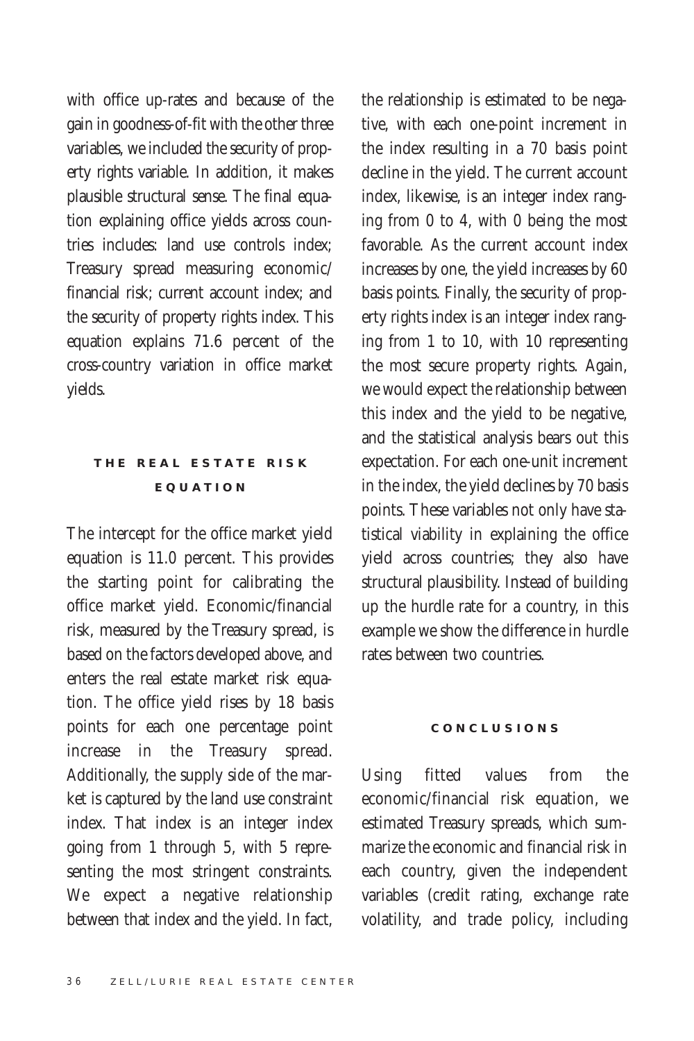with office up-rates and because of the gain in goodness-of-fit with the other three variables, we included the security of property rights variable. In addition, it makes plausible structural sense. The final equation explaining office yields across countries includes: land use controls index; Treasury spread measuring economic/financial risk; current account index; and the security of property rights index. This equation explains 71.6 percent of the cross-country variation in office market yields.

## THE REAL ESTATE RISK EQUATION

The intercept for the office market yield equation is 11.0 percent. This provides the starting point for calibrating the office market yield. Economic/financial risk, measured by the Treasury spread, is based on the factors developed above, and enters the real estate market risk equation. The office yield rises by 18 basis points for each one percentage point increase in the Treasury spread. Additionally, the supply side of the market is captured by the land use constraint index. That index is an integer index going from 1 through 5, with 5 representing the most stringent constraints. We expect a negative relationship between that index and the yield. In fact, the relationship is estimated to be negative, with each one-point increment in the index resulting in a 70 basis point decline in the yield. The current account index, likewise, is an integer index ranging from 0 to 4, with 0 being the most favorable. As the current account index increases by one, the yield increases by 60 basis points. Finally, the security of property rights index is an integer index ranging from 1 to 10, with 10 representing the most secure property rights. Again, we would expect the relationship between this index and the yield to be negative, and the statistical analysis bears out this expectation. For each one-unit increment in the index, the yield declines by 70 basis points. These variables not only have statistical viability in explaining the office yield across countries; they also have structural plausibility. Instead of building up the hurdle rate for a country, in this example we show the difference in hurdle rates between two countries.

## CONCLUSIONS

Using fitted values from the economic/financial risk equation, we estimated Treasury spreads, which summarize the economic and financial risk in each country, given the independent variables (credit rating, exchange rate volatility, and trade policy, including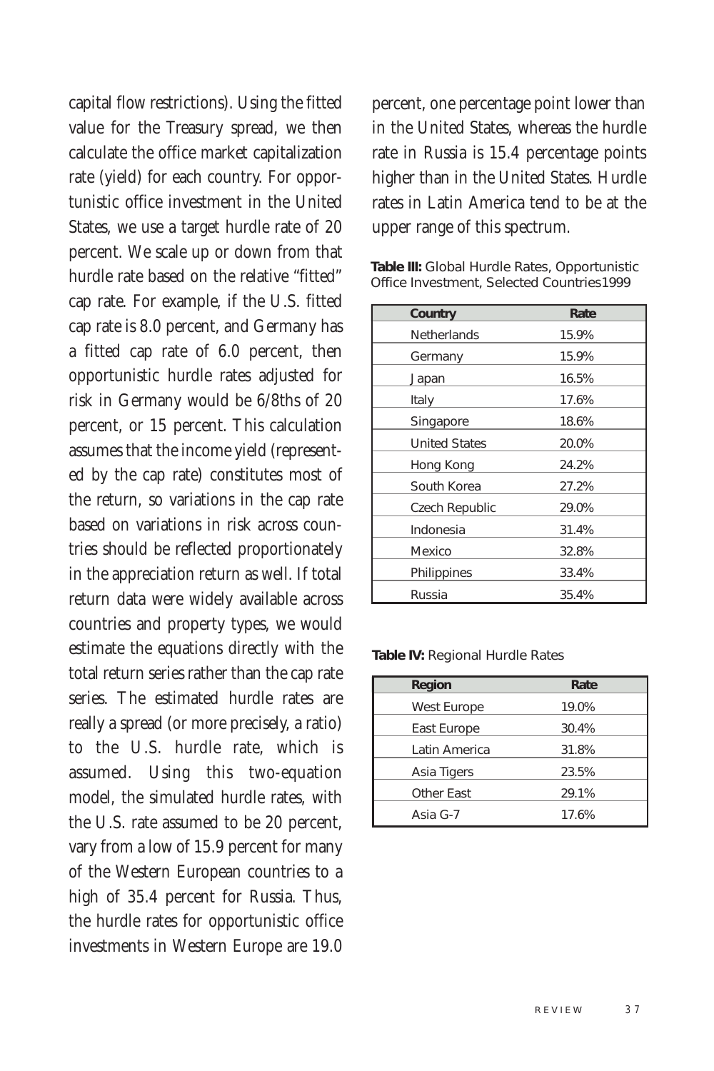capital flow restrictions). Using the fitted value for the Treasury spread, we then calculate the office market capitalization rate (yield) for each country. For opportunistic office investment in the United States, we use a target hurdle rate of 20 percent. We scale up or down from that hurdle rate based on the relative "fitted" cap rate. For example, if the U.S. fitted cap rate is 8.0 percent, and Germany has a fitted cap rate of 6.0 percent, then opportunistic hurdle rates adjusted for risk in Germany would be 6/8ths of 20 percent, or 15 percent. This calculation assumes that the income yield (represented by the cap rate) constitutes most of the return, so variations in the cap rate based on variations in risk across countries should be reflected proportionately in the appreciation return as well. If total return data were widely available across countries and property types, we would estimate the equations directly with the total return series rather than the cap rate series. The estimated hurdle rates are really a spread (or more precisely, a ratio) to the U.S. hurdle rate, which is assumed. Using this two-equation model, the simulated hurdle rates, with the U.S. rate assumed to be 20 percent, vary from a low of 15.9 percent for many of the Western European countries to a high of 35.4 percent for Russia. Thus, the hurdle rates for opportunistic office investments in Western Europe are 19.0 percent, one percentage point lower than in the United States, whereas the hurdle rate in Russia is 15.4 percentage points higher than in the United States. Hurdle rates in Latin America tend to be at the upper range of this spectrum.

**Table III:** Global Hurdle Rates, Opportunistic Office Investment, Selected Countries1999

| Country | Rate |
|---|---|
| Netherlands | 15.9% |
| Germany | 15.9% |
| Japan | 16.5% |
| Italy | 17.6% |
| Singapore | 18.6% |
| United States | 20.0% |
| Hong Kong | 24.2% |
| South Korea | 27.2% |
| Czech Republic | 29.0% |
| Indonesia | 31.4% |
| Mexico | 32.8% |
| Philippines | 33.4% |
| Russia | 35.4% |

**Table IV:** Regional Hurdle Rates

| Region | Rate |
|---|---|
| West Europe | 19.0% |
| East Europe | 30.4% |
| Latin America | 31.8% |
| Asia Tigers | 23.5% |
| Other East | 29.1% |
| Asia G-7 | 17.6% |